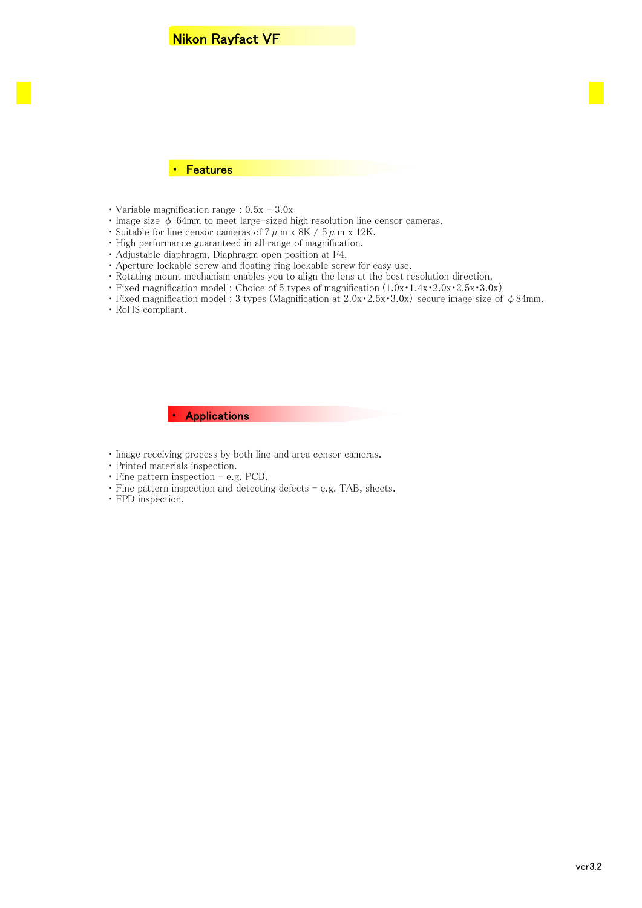# Nikon Rayfact VF

## ・ Features

- Variable magnification range : 0.5x – 3.0x
- Image size φ 64mm to meet large-sized high resolution line censor cameras.
- Suitable for line censor cameras of 7 μ m x 8K / 5 μ m x 12K.
- High performance guaranteed in all range of magnification.
- Adjustable diaphragm, Diaphragm open position at F4.
- Aperture lockable screw and floating ring lockable screw for easy use.
- Rotating mount mechanism enables you to align the lens at the best resolution direction.
- Fixed magnification model : Choice of 5 types of magnification (1.0x・1.4x・2.0x・2.5x・3.0x)
- Fixed magnification model : 3 types (Magnification at 2.0x・2.5x・3.0x) secure image size of φ 84mm.
- RoHS compliant.

## ・ Applications

- Image receiving process by both line and area censor cameras.
- Printed materials inspection.
- Fine pattern inspection – e.g. PCB.
- Fine pattern inspection and detecting defects – e.g. TAB, sheets.
- FPD inspection.

ver3.2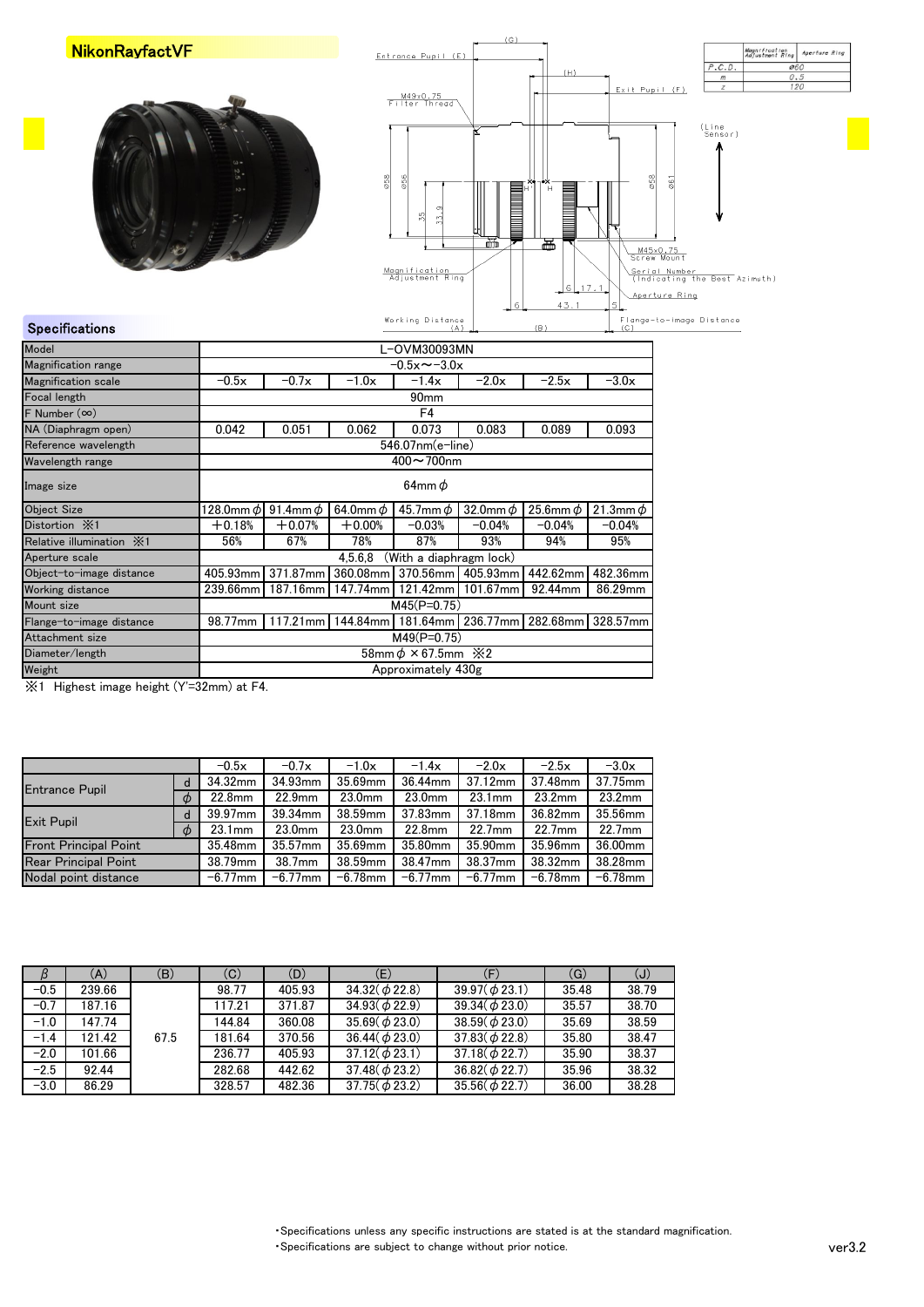# NikonRayfactVF

## Specifications

| Model | L-OVM30093MN | | | | | | |
|---|---|---|---|---|---|---|---|
| Magnification range | -0.5x〜-3.0x | | | | | | |
| Magnification scale | -0.5x | -0.7x | -1.0x | -1.4x | -2.0x | -2.5x | -3.0x |
| Focal length | 90mm | | | | | | |
| F Number (∞) | F4 | | | | | | |
| NA (Diaphragm open) | 0.042 | 0.051 | 0.062 | 0.073 | 0.083 | 0.089 | 0.093 |
| Reference wavelength | 546.07nm(e-line) | | | | | | |
| Wavelength range | 400〜700nm | | | | | | |
| Image size | 64mm $\phi$ | | | | | | |
| Object Size | 128.0mm $\phi$ | 91.4mm $\phi$ | 64.0mm $\phi$ | 45.7mm $\phi$ | 32.0mm $\phi$ | 25.6mm $\phi$ | 21.3mm $\phi$ |
| Distortion ※1 | +0.18% | +0.07% | +0.00% | -0.03% | -0.04% | -0.04% | -0.04% |
| Relative illumination ※1 | 56% | 67% | 78% | 87% | 93% | 94% | 95% |
| Aperture scale | 4,5.6,8 (With a diaphragm lock) | | | | | | |
| Object-to-image distance | 405.93mm | 371.87mm | 360.08mm | 370.56mm | 405.93mm | 442.62mm | 482.36mm |
| Working distance | 239.66mm | 187.16mm | 147.74mm | 121.42mm | 101.67mm | 92.44mm | 86.29mm |
| Mount size | M45(P=0.75) | | | | | | |
| Flange-to-image distance | 98.77mm | 117.21mm | 144.84mm | 181.64mm | 236.77mm | 282.68mm | 328.57mm |
| Attachment size | M49(P=0.75) | | | | | | |
| Diameter/length | 58mm $\phi$ × 67.5mm ※2 | | | | | | |
| Weight | Approximately 430g | | | | | | |

※1 Highest image height (Y'=32mm) at F4.

Entrance Pupil (E)
(G)
(H)
Exit Pupil (F)
M49×0.75 Filter Thread
Ø58
Ø56
35
33.9
H'
H
Ø58
Ø61
(Line Sensor)
M45×0.75 Screw Mount
Serial Number (Indicating the Best Azimuth)
Magnification Adjustment Ring
6
17.1
43.1
6
5
Aperture Ring
Working Distance (A)
(B)
Flange-to-image Distance (C)

| | Magnification Adjustment Ring | Aperture Ring |
|---|---|---|
| P.C.D. | ø60 | |
| m | 0.5 | |
| z | 120 | |

| | | -0.5x | -0.7x | -1.0x | -1.4x | -2.0x | -2.5x | -3.0x |
|---|---|---|---|---|---|---|---|---|
| Entrance Pupil | d | 34.32mm | 34.93mm | 35.69mm | 36.44mm | 37.12mm | 37.48mm | 37.75mm |
| | $\phi$ | 22.8mm | 22.9mm | 23.0mm | 23.0mm | 23.1mm | 23.2mm | 23.2mm |
| Exit Pupil | d | 39.97mm | 39.34mm | 38.59mm | 37.83mm | 37.18mm | 36.82mm | 35.56mm |
| | $\phi$ | 23.1mm | 23.0mm | 23.0mm | 22.8mm | 22.7mm | 22.7mm | 22.7mm |
| Front Principal Point | | 35.48mm | 35.57mm | 35.69mm | 35.80mm | 35.90mm | 35.96mm | 36.00mm |
| Rear Principal Point | | 38.79mm | 38.7mm | 38.59mm | 38.47mm | 38.37mm | 38.32mm | 38.28mm |
| Nodal point distance | | -6.77mm | -6.77mm | -6.78mm | -6.77mm | -6.77mm | -6.78mm | -6.78mm |

| $\beta$ | (A) | (B) | (C) | (D) | (E) | (F) | (G) | (J) |
|---|---|---|---|---|---|---|---|---|
| -0.5 | 239.66 | 67.5 | 98.77 | 405.93 | 34.32($\phi$22.8) | 39.97($\phi$23.1) | 35.48 | 38.79 |
| -0.7 | 187.16 | | 117.21 | 371.87 | 34.93($\phi$22.9) | 39.34($\phi$23.0) | 35.57 | 38.70 |
| -1.0 | 147.74 | | 144.84 | 360.08 | 35.69($\phi$23.0) | 38.59($\phi$23.0) | 35.69 | 38.59 |
| -1.4 | 121.42 | | 181.64 | 370.56 | 36.44($\phi$23.0) | 37.83($\phi$22.8) | 35.80 | 38.47 |
| -2.0 | 101.66 | | 236.77 | 405.93 | 37.12($\phi$23.1) | 37.18($\phi$22.7) | 35.90 | 38.37 |
| -2.5 | 92.44 | | 282.68 | 442.62 | 37.48($\phi$23.2) | 36.82($\phi$22.7) | 35.96 | 38.32 |
| -3.0 | 86.29 | | 328.57 | 482.36 | 37.75($\phi$23.2) | 35.56($\phi$22.7) | 36.00 | 38.28 |

・Specifications unless any specific instructions are stated is at the standard magnification.
・Specifications are subject to change without prior notice.

ver3.2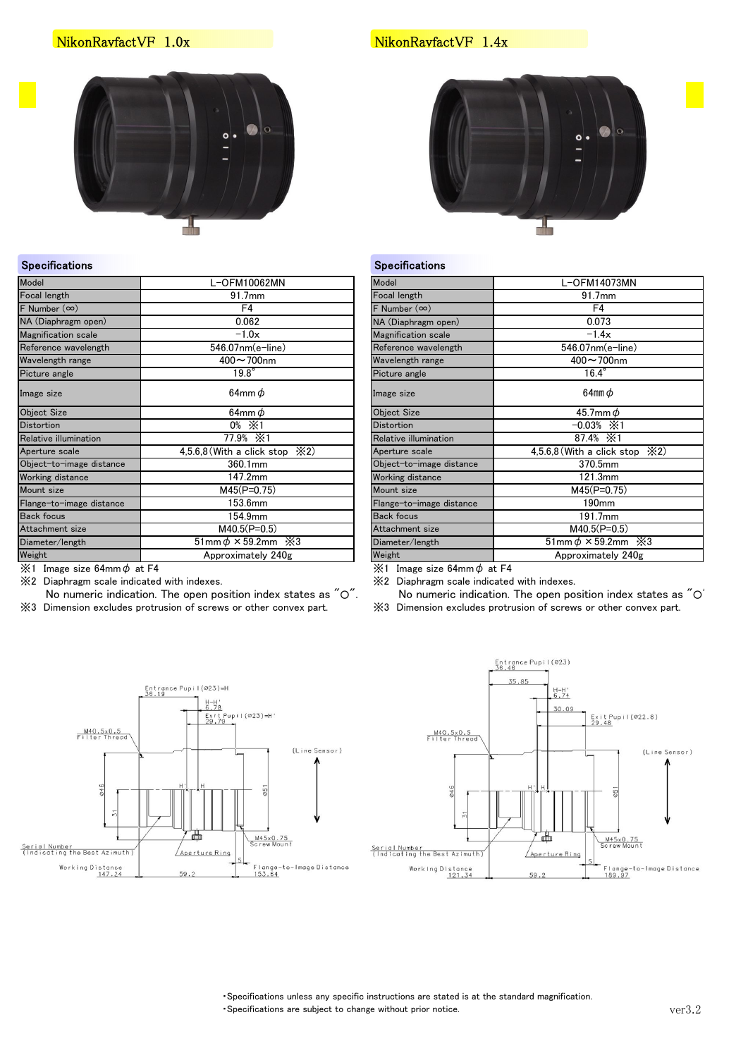## NikonRayfactVF 1.0x

### Specifications

| | |
|---|---|
| Model | L-OFM10062MN |
| Focal length | 91.7mm |
| F Number (∞) | F4 |
| NA (Diaphragm open) | 0.062 |
| Magnification scale | −1.0x |
| Reference wavelength | 546.07nm(e-line) |
| Wavelength range | 400〜700nm |
| Picture angle | 19.8° |
| Image size | 64mm φ |
| Object Size | 64mm φ |
| Distortion | 0% ※1 |
| Relative illumination | 77.9% ※1 |
| Aperture scale | 4,5.6,8 (With a click stop ※2) |
| Object-to-image distance | 360.1mm |
| Working distance | 147.2mm |
| Mount size | M45(P=0.75) |
| Flange-to-image distance | 153.6mm |
| Back focus | 154.9mm |
| Attachment size | M40.5(P=0.5) |
| Diameter/length | 51mm φ × 59.2mm ※3 |
| Weight | Approximately 240g |

※1 Image size 64mm φ at F4

※2 Diaphragm scale indicated with indexes.
No numeric indication. The open position index states as "○".

※3 Dimension excludes protrusion of screws or other convex part.

Entrance Pupil (ø23)=H
36.19
H-H'
6.78
Exit Pupil (ø23)=H'
29.79
M40.5x0.5
Filter Thread
(Line Sensor)
ø46
31
H'
H
ø51
Serial Number
(Indicating the Best Azimuth)
Aperture Ring
M45x0.75
Screw Mount
5
Working Distance
147.24
59.2
Flange-to-Image Distance
153.54

## NikonRayfactVF 1.4x

### Specifications

| | |
|---|---|
| Model | L-OFM14073MN |
| Focal length | 91.7mm |
| F Number (∞) | F4 |
| NA (Diaphragm open) | 0.073 |
| Magnification scale | −1.4x |
| Reference wavelength | 546.07nm(e-line) |
| Wavelength range | 400〜700nm |
| Picture angle | 16.4° |
| Image size | 64mm φ |
| Object Size | 45.7mm φ |
| Distortion | −0.03% ※1 |
| Relative illumination | 87.4% ※1 |
| Aperture scale | 4,5.6,8 (With a click stop ※2) |
| Object-to-image distance | 370.5mm |
| Working distance | 121.3mm |
| Mount size | M45(P=0.75) |
| Flange-to-image distance | 190mm |
| Back focus | 191.7mm |
| Attachment size | M40.5(P=0.5) |
| Diameter/length | 51mm φ × 59.2mm ※3 |
| Weight | Approximately 240g |

※1 Image size 64mm φ at F4

※2 Diaphragm scale indicated with indexes.
No numeric indication. The open position index states as "○".

※3 Dimension excludes protrusion of screws or other convex part.

Entrance Pupil (ø23)
36.48
35.85
H-H'
6.74
30.09
Exit Pupil (ø22.8)
29.48
M40.5x0.5
Filter Thread
(Line Sensor)
ø46
31
H'
H
ø51
Serial Number
(Indicating the Best Azimuth)
Aperture Ring
M45x0.75
Screw Mount
5
Working Distance
121.34
59.2
Flange-to-Image Distance
189.97

・Specifications unless any specific instructions are stated is at the standard magnification.
・Specifications are subject to change without prior notice.

ver3.2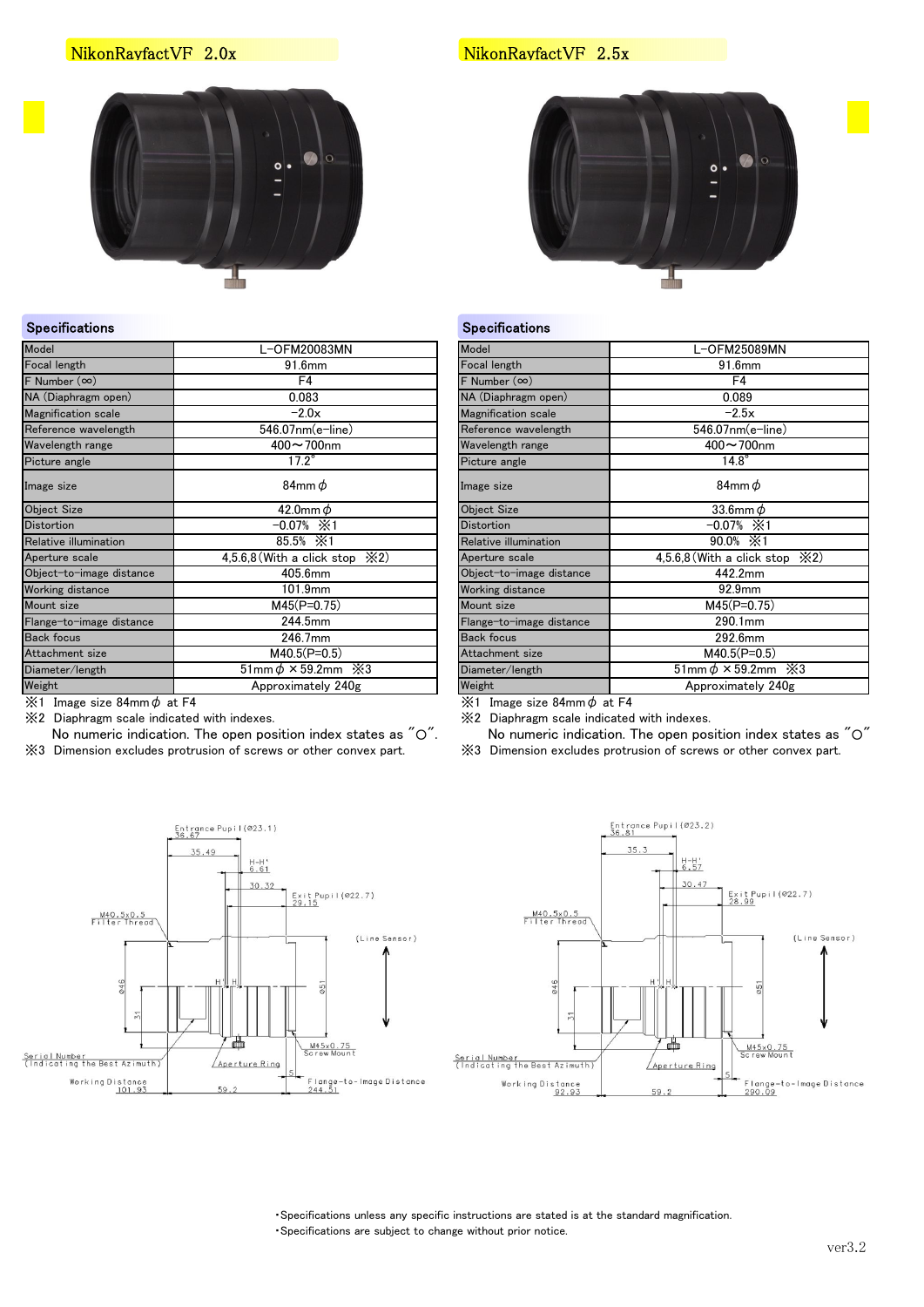## NikonRayfactVF 2.0x

### Specifications

| | |
|---|---|
| Model | L-OFM20083MN |
| Focal length | 91.6mm |
| F Number (∞) | F4 |
| NA (Diaphragm open) | 0.083 |
| Magnification scale | −2.0x |
| Reference wavelength | 546.07nm(e-line) |
| Wavelength range | 400〜700nm |
| Picture angle | 17.2° |
| Image size | 84mm φ |
| Object Size | 42.0mm φ |
| Distortion | −0.07% ※1 |
| Relative illumination | 85.5% ※1 |
| Aperture scale | 4,5.6,8(With a click stop ※2) |
| Object-to-image distance | 405.6mm |
| Working distance | 101.9mm |
| Mount size | M45(P=0.75) |
| Flange-to-image distance | 244.5mm |
| Back focus | 246.7mm |
| Attachment size | M40.5(P=0.5) |
| Diameter/length | 51mm φ × 59.2mm ※3 |
| Weight | Approximately 240g |

※1 Image size 84mm φ at F4

※2 Diaphragm scale indicated with indexes.
No numeric indication. The open position index states as "○".

※3 Dimension excludes protrusion of screws or other convex part.

Entrance Pupil(ø23.1)
36.67
35.49
H-H'
6.61
30.32
Exit Pupil(ø22.7)
29.15
M40.5x0.5
Filter Thread
(Line Sensor)
ø46
31
H' H
ø51
M45x0.75
Screw Mount
Serial Number
(Indicating the Best Azimuth)
Aperture Ring
5
Working Distance
101.93
59.2
Flange-to-Image Distance
244.51

## NikonRayfactVF 2.5x

### Specifications

| | |
|---|---|
| Model | L-OFM25089MN |
| Focal length | 91.6mm |
| F Number (∞) | F4 |
| NA (Diaphragm open) | 0.089 |
| Magnification scale | −2.5x |
| Reference wavelength | 546.07nm(e-line) |
| Wavelength range | 400〜700nm |
| Picture angle | 14.8° |
| Image size | 84mm φ |
| Object Size | 33.6mm φ |
| Distortion | −0.07% ※1 |
| Relative illumination | 90.0% ※1 |
| Aperture scale | 4,5.6,8(With a click stop ※2) |
| Object-to-image distance | 442.2mm |
| Working distance | 92.9mm |
| Mount size | M45(P=0.75) |
| Flange-to-image distance | 290.1mm |
| Back focus | 292.6mm |
| Attachment size | M40.5(P=0.5) |
| Diameter/length | 51mm φ × 59.2mm ※3 |
| Weight | Approximately 240g |

※1 Image size 84mm φ at F4

※2 Diaphragm scale indicated with indexes.
No numeric indication. The open position index states as "○".

※3 Dimension excludes protrusion of screws or other convex part.

Entrance Pupil(ø23.2)
36.81
35.3
H-H'
6.57
30.47
Exit Pupil(ø22.7)
28.99
M40.5x0.5
Filter Thread
(Line Sensor)
ø46
31
H' H
ø51
M45x0.75
Screw Mount
Serial Number
(Indicating the Best Azimuth)
Aperture Ring
5
Working Distance
92.93
59.2
Flange-to-Image Distance
290.09

・Specifications unless any specific instructions are stated is at the standard magnification.
・Specifications are subject to change without prior notice.

ver3.2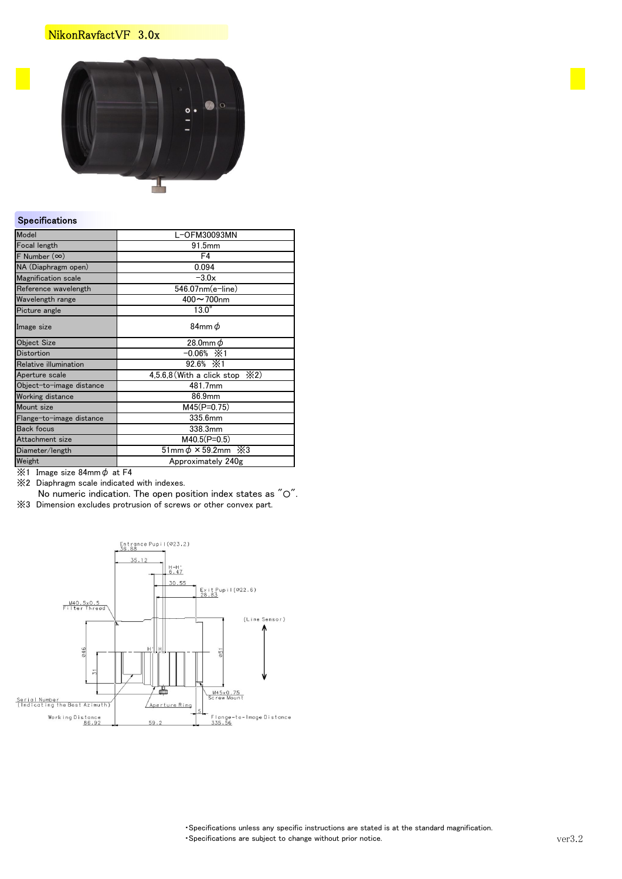# NikonRayfactVF 3.0x

## Specifications

| | |
|---|---|
| Model | L-OFM30093MN |
| Focal length | 91.5mm |
| F Number (∞) | F4 |
| NA (Diaphragm open) | 0.094 |
| Magnification scale | -3.0x |
| Reference wavelength | 546.07nm(e-line) |
| Wavelength range | 400～700nm |
| Picture angle | 13.0° |
| Image size | 84mm ϕ |
| Object Size | 28.0mm ϕ |
| Distortion | -0.06% ※1 |
| Relative illumination | 92.6% ※1 |
| Aperture scale | 4,5.6,8(With a click stop ※2) |
| Object-to-image distance | 481.7mm |
| Working distance | 86.9mm |
| Mount size | M45(P=0.75) |
| Flange-to-image distance | 335.6mm |
| Back focus | 338.3mm |
| Attachment size | M40.5(P=0.5) |
| Diameter/length | 51mm ϕ × 59.2mm ※3 |
| Weight | Approximately 240g |

※1 Image size 84mm ϕ at F4

※2 Diaphragm scale indicated with indexes.
No numeric indication. The open position index states as "○".

※3 Dimension excludes protrusion of screws or other convex part.

Entrance Pupil(ø23.2)
36.88
35.12
H-H'
6.47
30.55
Exit Pupil(ø22.6)
28.83
M40.5x0.5
Filter Thread
(Line Sensor)
ø46
31
H' H
ø51
Serial Number
(Indicating the Best Azimuth)
Aperture Ring
M45x0.75
Screw Mount
5
Working Distance
86.92
59.2
Flange-to-Image Distance
335.56

・Specifications unless any specific instructions are stated is at the standard magnification.
・Specifications are subject to change without prior notice.

ver3.2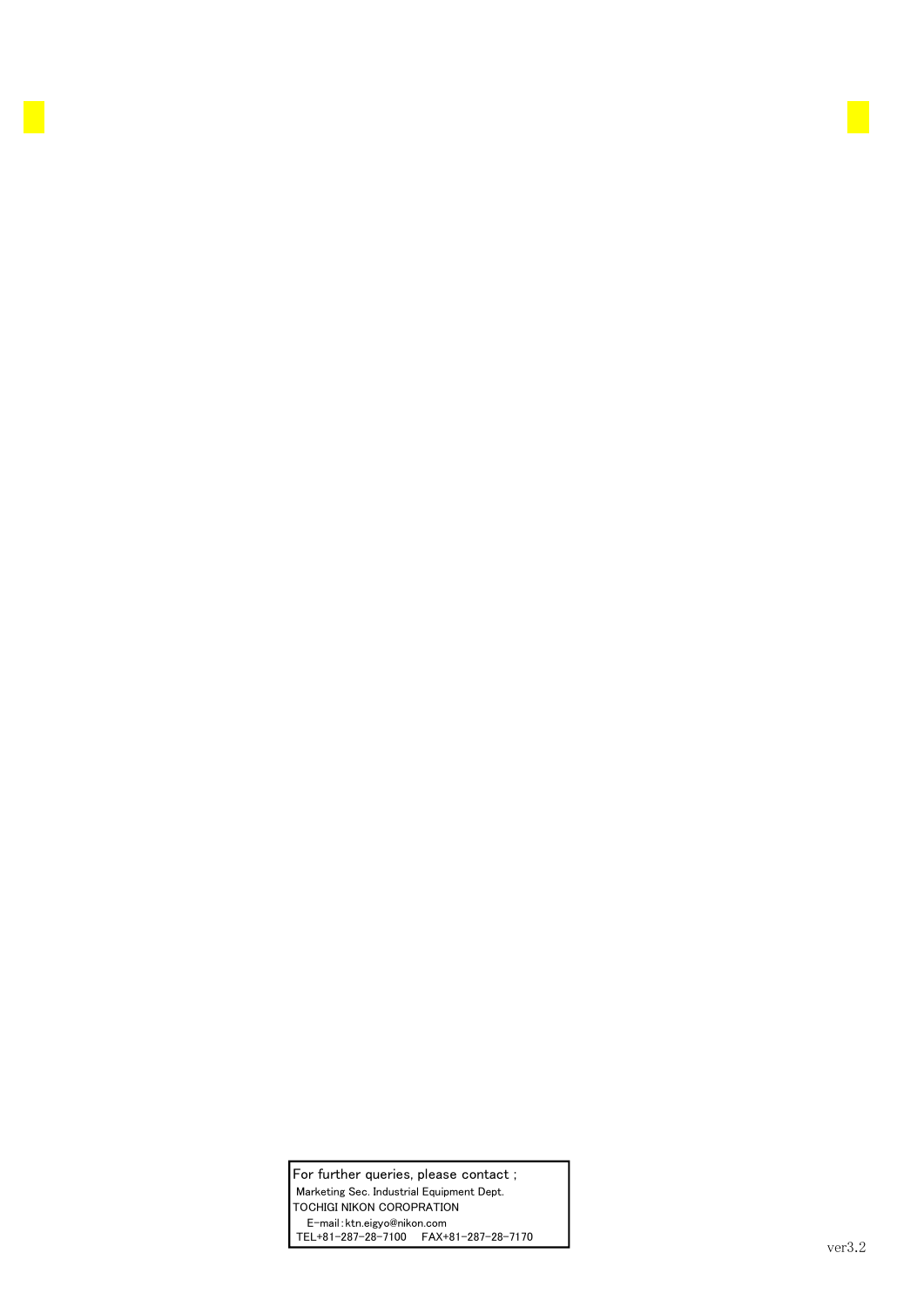For further queries, please contact ;

Marketing Sec. Industrial Equipment Dept.

TOCHIGI NIKON COROPRATION

E-mail:ktn.eigyo@nikon.com

TEL+81-287-28-7100　FAX+81-287-28-7170

ver3.2